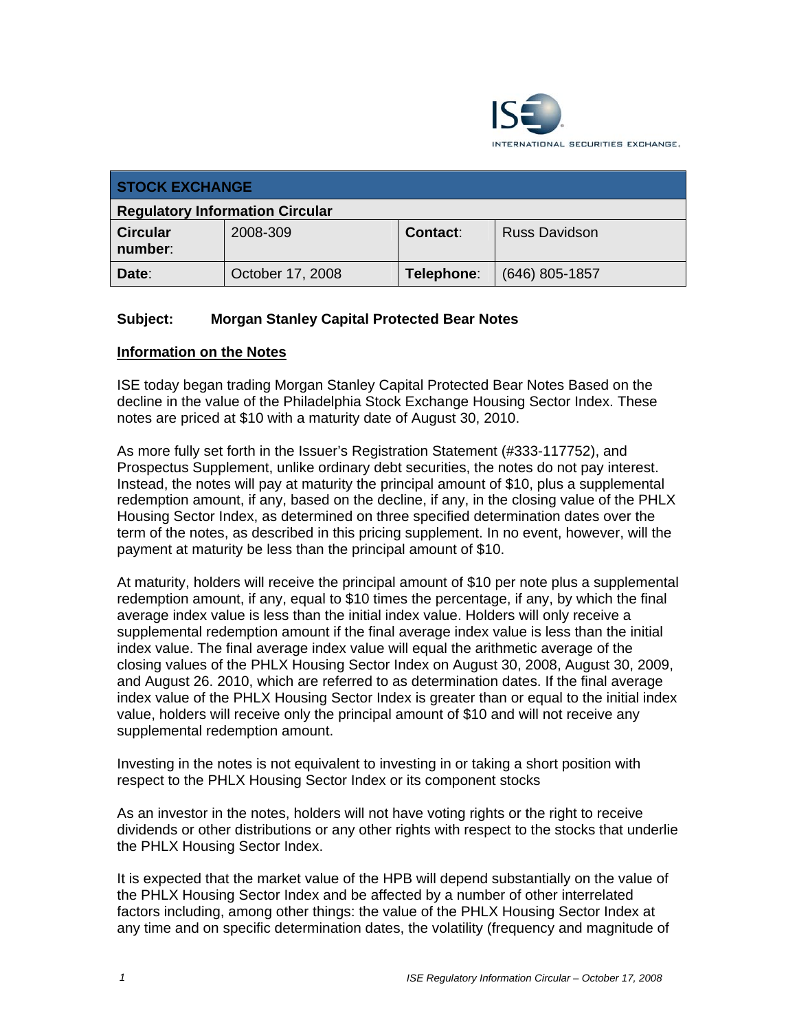INTERNATIONAL SECURITIES EXCHANGE.

| STOCK EXCHANGE | | | |
|---|---|---|---|
| **Regulatory Information Circular** | | | |
| **Circular number**: | 2008-309 | **Contact**: | Russ Davidson |
| **Date**: | October 17, 2008 | **Telephone**: | (646) 805-1857 |

**Subject: Morgan Stanley Capital Protected Bear Notes**

**Information on the Notes**

ISE today began trading Morgan Stanley Capital Protected Bear Notes Based on the decline in the value of the Philadelphia Stock Exchange Housing Sector Index. These notes are priced at $10 with a maturity date of August 30, 2010.

As more fully set forth in the Issuer's Registration Statement (#333-117752), and Prospectus Supplement, unlike ordinary debt securities, the notes do not pay interest. Instead, the notes will pay at maturity the principal amount of $10, plus a supplemental redemption amount, if any, based on the decline, if any, in the closing value of the PHLX Housing Sector Index, as determined on three specified determination dates over the term of the notes, as described in this pricing supplement. In no event, however, will the payment at maturity be less than the principal amount of $10.

At maturity, holders will receive the principal amount of $10 per note plus a supplemental redemption amount, if any, equal to $10 times the percentage, if any, by which the final average index value is less than the initial index value. Holders will only receive a supplemental redemption amount if the final average index value is less than the initial index value. The final average index value will equal the arithmetic average of the closing values of the PHLX Housing Sector Index on August 30, 2008, August 30, 2009, and August 26. 2010, which are referred to as determination dates. If the final average index value of the PHLX Housing Sector Index is greater than or equal to the initial index value, holders will receive only the principal amount of $10 and will not receive any supplemental redemption amount.

Investing in the notes is not equivalent to investing in or taking a short position with respect to the PHLX Housing Sector Index or its component stocks

As an investor in the notes, holders will not have voting rights or the right to receive dividends or other distributions or any other rights with respect to the stocks that underlie the PHLX Housing Sector Index.

It is expected that the market value of the HPB will depend substantially on the value of the PHLX Housing Sector Index and be affected by a number of other interrelated factors including, among other things: the value of the PHLX Housing Sector Index at any time and on specific determination dates, the volatility (frequency and magnitude of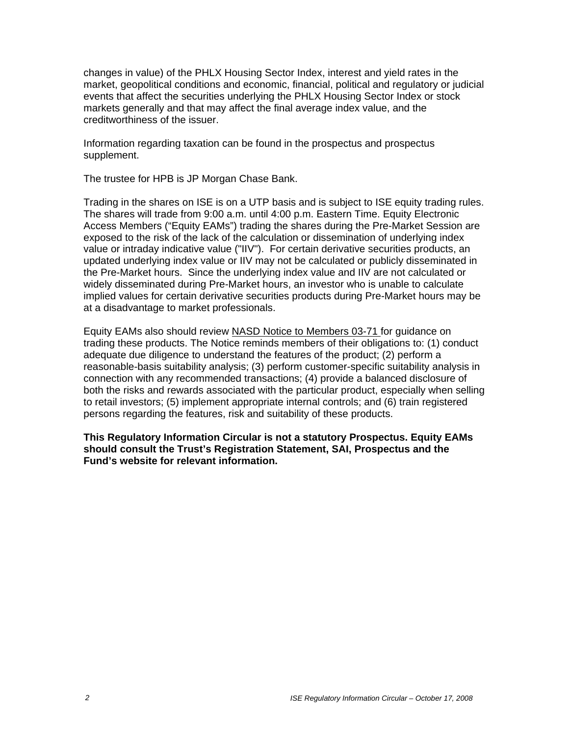changes in value) of the PHLX Housing Sector Index, interest and yield rates in the market, geopolitical conditions and economic, financial, political and regulatory or judicial events that affect the securities underlying the PHLX Housing Sector Index or stock markets generally and that may affect the final average index value, and the creditworthiness of the issuer.

Information regarding taxation can be found in the prospectus and prospectus supplement.

The trustee for HPB is JP Morgan Chase Bank.

Trading in the shares on ISE is on a UTP basis and is subject to ISE equity trading rules. The shares will trade from 9:00 a.m. until 4:00 p.m. Eastern Time. Equity Electronic Access Members ("Equity EAMs") trading the shares during the Pre-Market Session are exposed to the risk of the lack of the calculation or dissemination of underlying index value or intraday indicative value ("IIV"). For certain derivative securities products, an updated underlying index value or IIV may not be calculated or publicly disseminated in the Pre-Market hours. Since the underlying index value and IIV are not calculated or widely disseminated during Pre-Market hours, an investor who is unable to calculate implied values for certain derivative securities products during Pre-Market hours may be at a disadvantage to market professionals.

Equity EAMs also should review NASD Notice to Members 03-71 for guidance on trading these products. The Notice reminds members of their obligations to: (1) conduct adequate due diligence to understand the features of the product; (2) perform a reasonable-basis suitability analysis; (3) perform customer-specific suitability analysis in connection with any recommended transactions; (4) provide a balanced disclosure of both the risks and rewards associated with the particular product, especially when selling to retail investors; (5) implement appropriate internal controls; and (6) train registered persons regarding the features, risk and suitability of these products.

**This Regulatory Information Circular is not a statutory Prospectus. Equity EAMs should consult the Trust's Registration Statement, SAI, Prospectus and the Fund's website for relevant information.**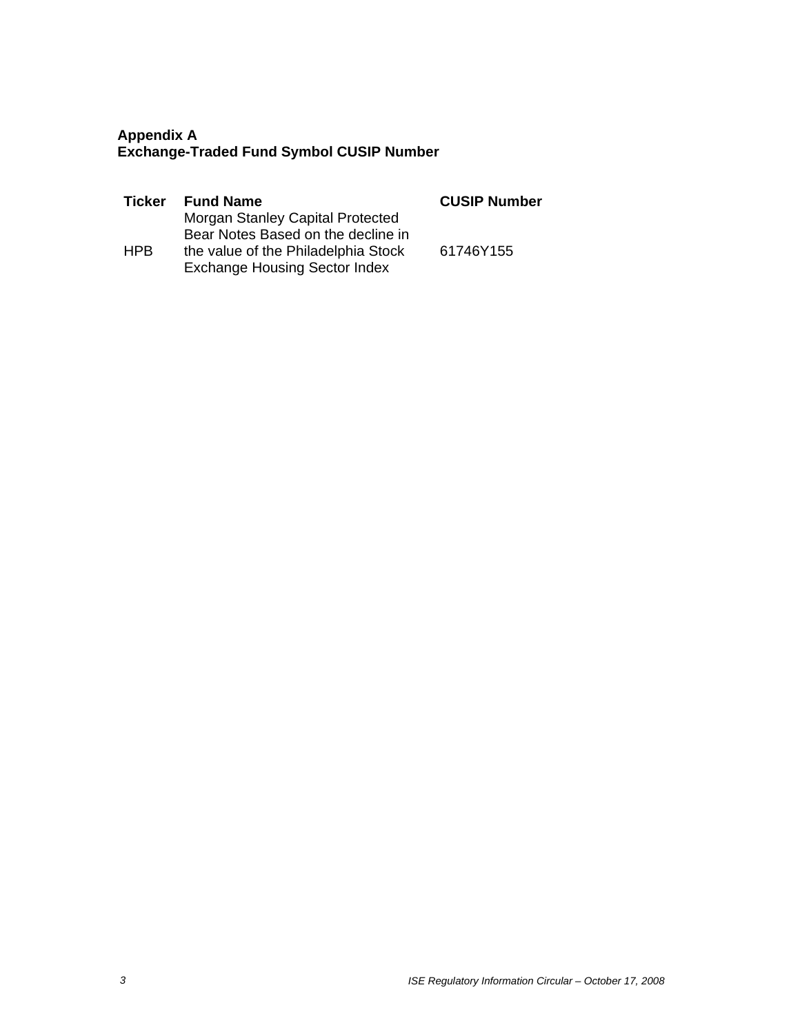**Appendix A**
**Exchange-Traded Fund Symbol CUSIP Number**

| Ticker | Fund Name | CUSIP Number |
|---|---|---|
| HPB | Morgan Stanley Capital Protected Bear Notes Based on the decline in the value of the Philadelphia Stock Exchange Housing Sector Index | 61746Y155 |